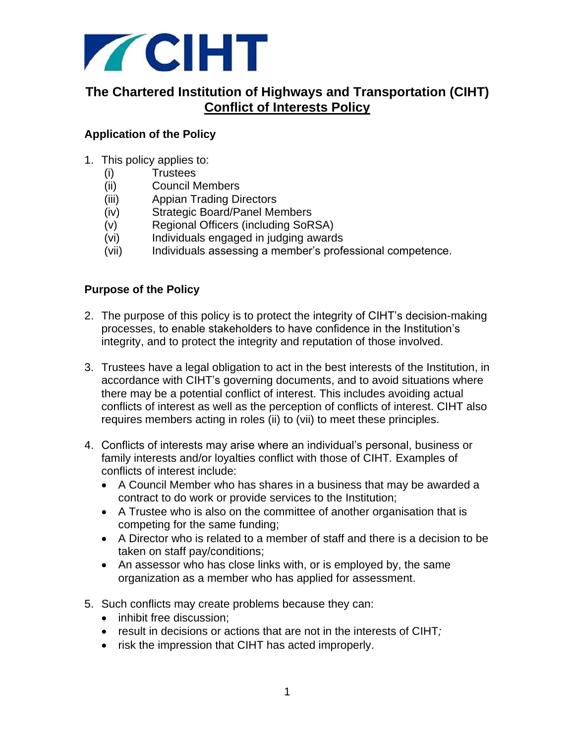# The Chartered Institution of Highways and Transportation (CIHT) Conflict of Interests Policy

### Application of the Policy

1. This policy applies to:
   - (i) Trustees
   - (ii) Council Members
   - (iii) Appian Trading Directors
   - (iv) Strategic Board/Panel Members
   - (v) Regional Officers (including SoRSA)
   - (vi) Individuals engaged in judging awards
   - (vii) Individuals assessing a member's professional competence.

### Purpose of the Policy

2. The purpose of this policy is to protect the integrity of CIHT's decision-making processes, to enable stakeholders to have confidence in the Institution's integrity, and to protect the integrity and reputation of those involved.

3. Trustees have a legal obligation to act in the best interests of the Institution, in accordance with CIHT's governing documents, and to avoid situations where there may be a potential conflict of interest. This includes avoiding actual conflicts of interest as well as the perception of conflicts of interest. CIHT also requires members acting in roles (ii) to (vii) to meet these principles.

4. Conflicts of interests may arise where an individual's personal, business or family interests and/or loyalties conflict with those of CIHT. Examples of conflicts of interest include:
   - A Council Member who has shares in a business that may be awarded a contract to do work or provide services to the Institution;
   - A Trustee who is also on the committee of another organisation that is competing for the same funding;
   - A Director who is related to a member of staff and there is a decision to be taken on staff pay/conditions;
   - An assessor who has close links with, or is employed by, the same organization as a member who has applied for assessment.

5. Such conflicts may create problems because they can:
   - inhibit free discussion;
   - result in decisions or actions that are not in the interests of CIHT;
   - risk the impression that CIHT has acted improperly.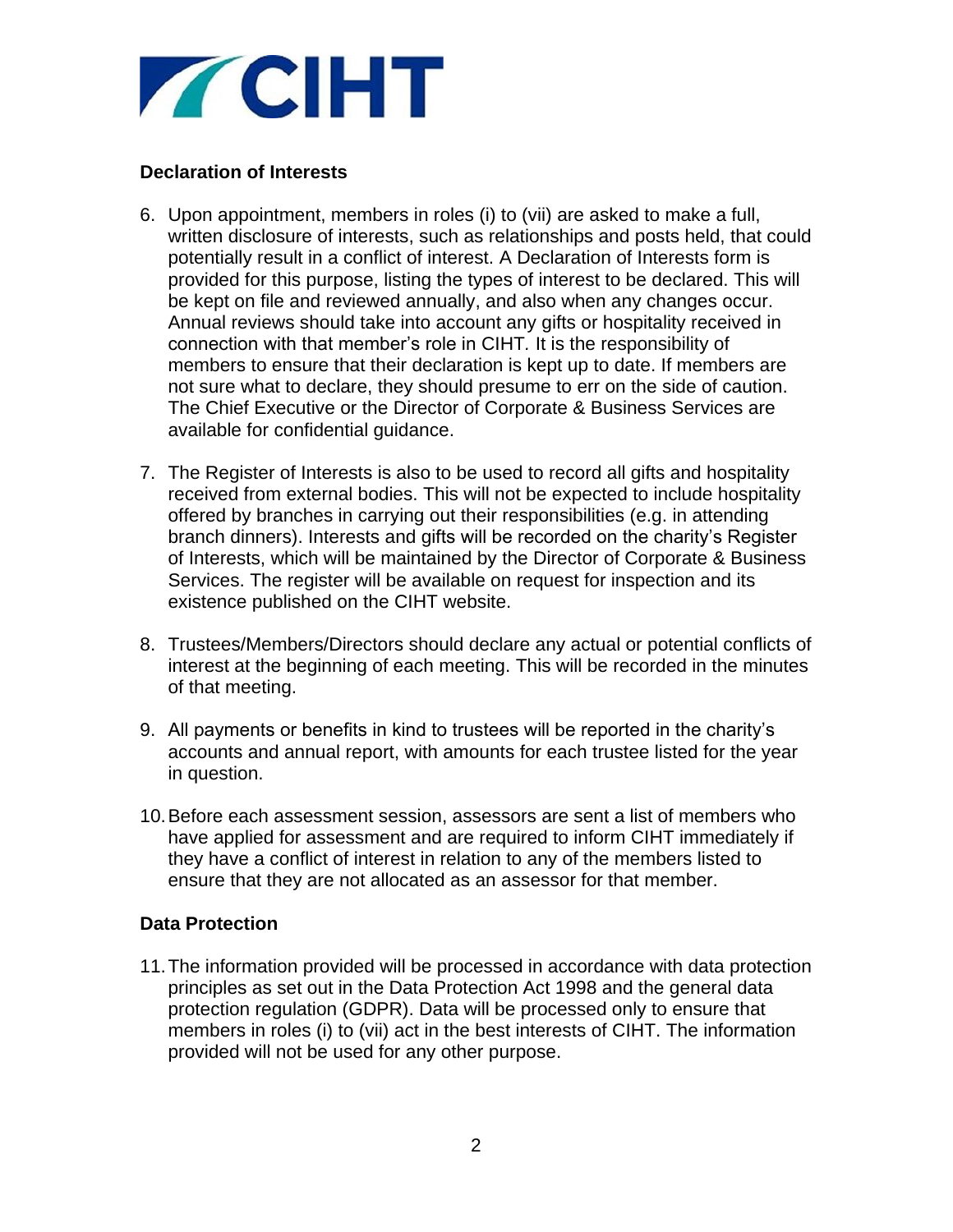**Declaration of Interests**

6. Upon appointment, members in roles (i) to (vii) are asked to make a full, written disclosure of interests, such as relationships and posts held, that could potentially result in a conflict of interest. A Declaration of Interests form is provided for this purpose, listing the types of interest to be declared. This will be kept on file and reviewed annually, and also when any changes occur. Annual reviews should take into account any gifts or hospitality received in connection with that member's role in CIHT. It is the responsibility of members to ensure that their declaration is kept up to date. If members are not sure what to declare, they should presume to err on the side of caution. The Chief Executive or the Director of Corporate & Business Services are available for confidential guidance.

7. The Register of Interests is also to be used to record all gifts and hospitality received from external bodies. This will not be expected to include hospitality offered by branches in carrying out their responsibilities (e.g. in attending branch dinners). Interests and gifts will be recorded on the charity's Register of Interests, which will be maintained by the Director of Corporate & Business Services. The register will be available on request for inspection and its existence published on the CIHT website.

8. Trustees/Members/Directors should declare any actual or potential conflicts of interest at the beginning of each meeting. This will be recorded in the minutes of that meeting.

9. All payments or benefits in kind to trustees will be reported in the charity's accounts and annual report, with amounts for each trustee listed for the year in question.

10. Before each assessment session, assessors are sent a list of members who have applied for assessment and are required to inform CIHT immediately if they have a conflict of interest in relation to any of the members listed to ensure that they are not allocated as an assessor for that member.

**Data Protection**

11. The information provided will be processed in accordance with data protection principles as set out in the Data Protection Act 1998 and the general data protection regulation (GDPR). Data will be processed only to ensure that members in roles (i) to (vii) act in the best interests of CIHT. The information provided will not be used for any other purpose.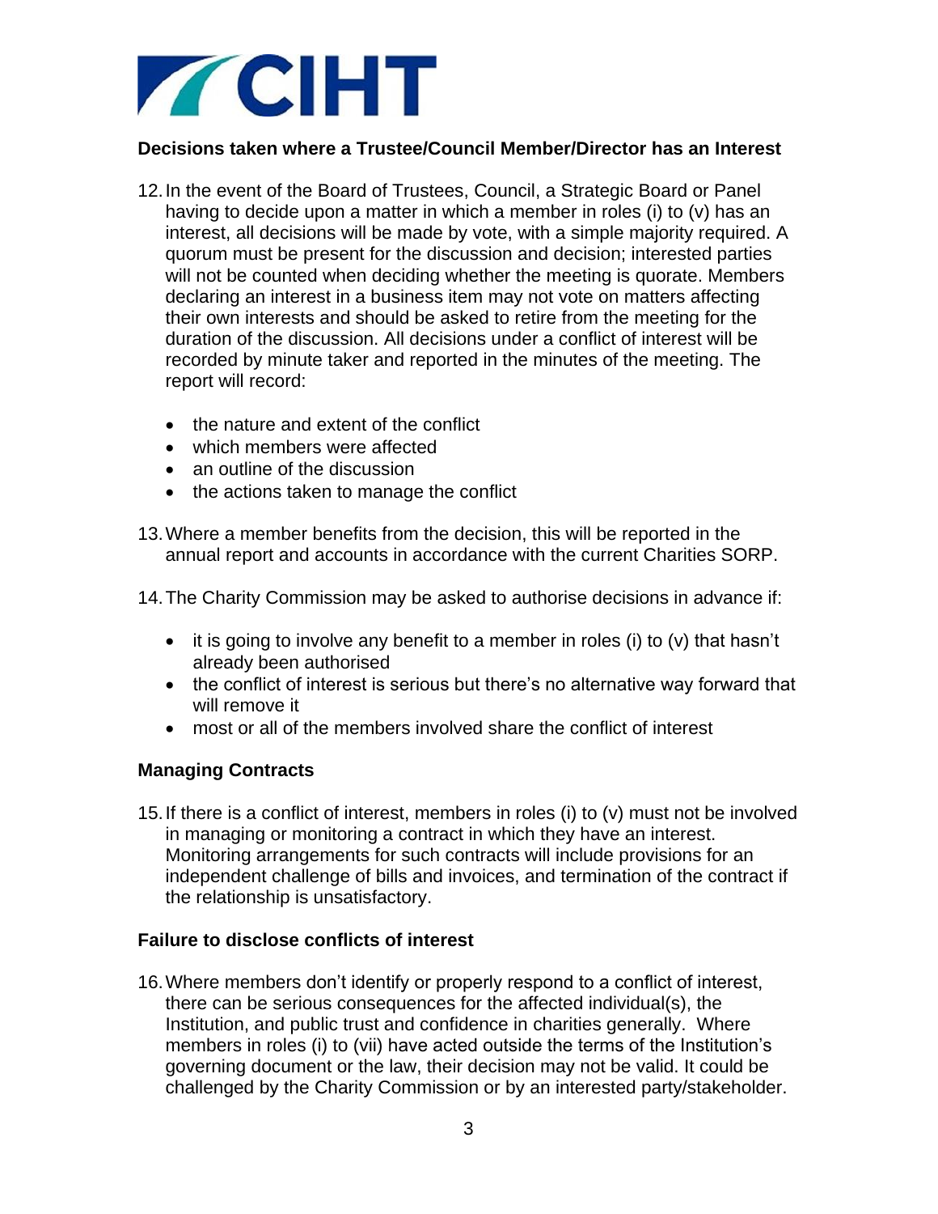## Decisions taken where a Trustee/Council Member/Director has an Interest

12. In the event of the Board of Trustees, Council, a Strategic Board or Panel having to decide upon a matter in which a member in roles (i) to (v) has an interest, all decisions will be made by vote, with a simple majority required. A quorum must be present for the discussion and decision; interested parties will not be counted when deciding whether the meeting is quorate. Members declaring an interest in a business item may not vote on matters affecting their own interests and should be asked to retire from the meeting for the duration of the discussion. All decisions under a conflict of interest will be recorded by minute taker and reported in the minutes of the meeting. The report will record:

    - the nature and extent of the conflict
    - which members were affected
    - an outline of the discussion
    - the actions taken to manage the conflict

13. Where a member benefits from the decision, this will be reported in the annual report and accounts in accordance with the current Charities SORP.

14. The Charity Commission may be asked to authorise decisions in advance if:

    - it is going to involve any benefit to a member in roles (i) to (v) that hasn't already been authorised
    - the conflict of interest is serious but there's no alternative way forward that will remove it
    - most or all of the members involved share the conflict of interest

## Managing Contracts

15. If there is a conflict of interest, members in roles (i) to (v) must not be involved in managing or monitoring a contract in which they have an interest. Monitoring arrangements for such contracts will include provisions for an independent challenge of bills and invoices, and termination of the contract if the relationship is unsatisfactory.

## Failure to disclose conflicts of interest

16. Where members don't identify or properly respond to a conflict of interest, there can be serious consequences for the affected individual(s), the Institution, and public trust and confidence in charities generally. Where members in roles (i) to (vii) have acted outside the terms of the Institution's governing document or the law, their decision may not be valid. It could be challenged by the Charity Commission or by an interested party/stakeholder.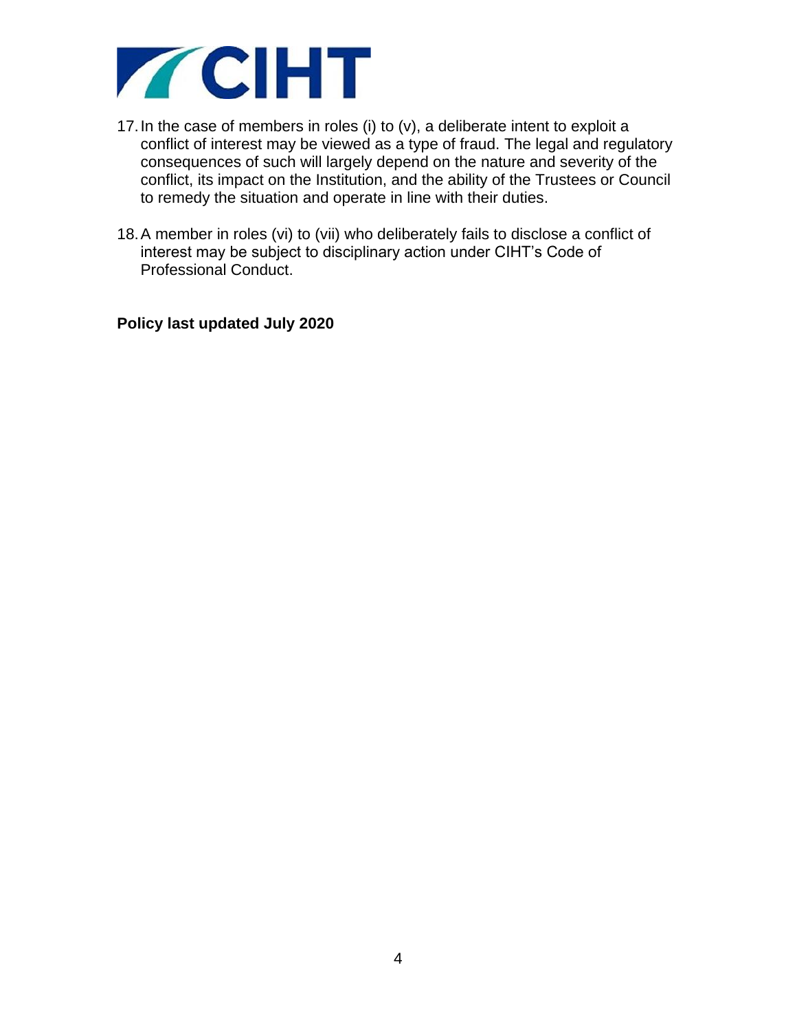17. In the case of members in roles (i) to (v), a deliberate intent to exploit a conflict of interest may be viewed as a type of fraud. The legal and regulatory consequences of such will largely depend on the nature and severity of the conflict, its impact on the Institution, and the ability of the Trustees or Council to remedy the situation and operate in line with their duties.

18. A member in roles (vi) to (vii) who deliberately fails to disclose a conflict of interest may be subject to disciplinary action under CIHT's Code of Professional Conduct.

**Policy last updated July 2020**